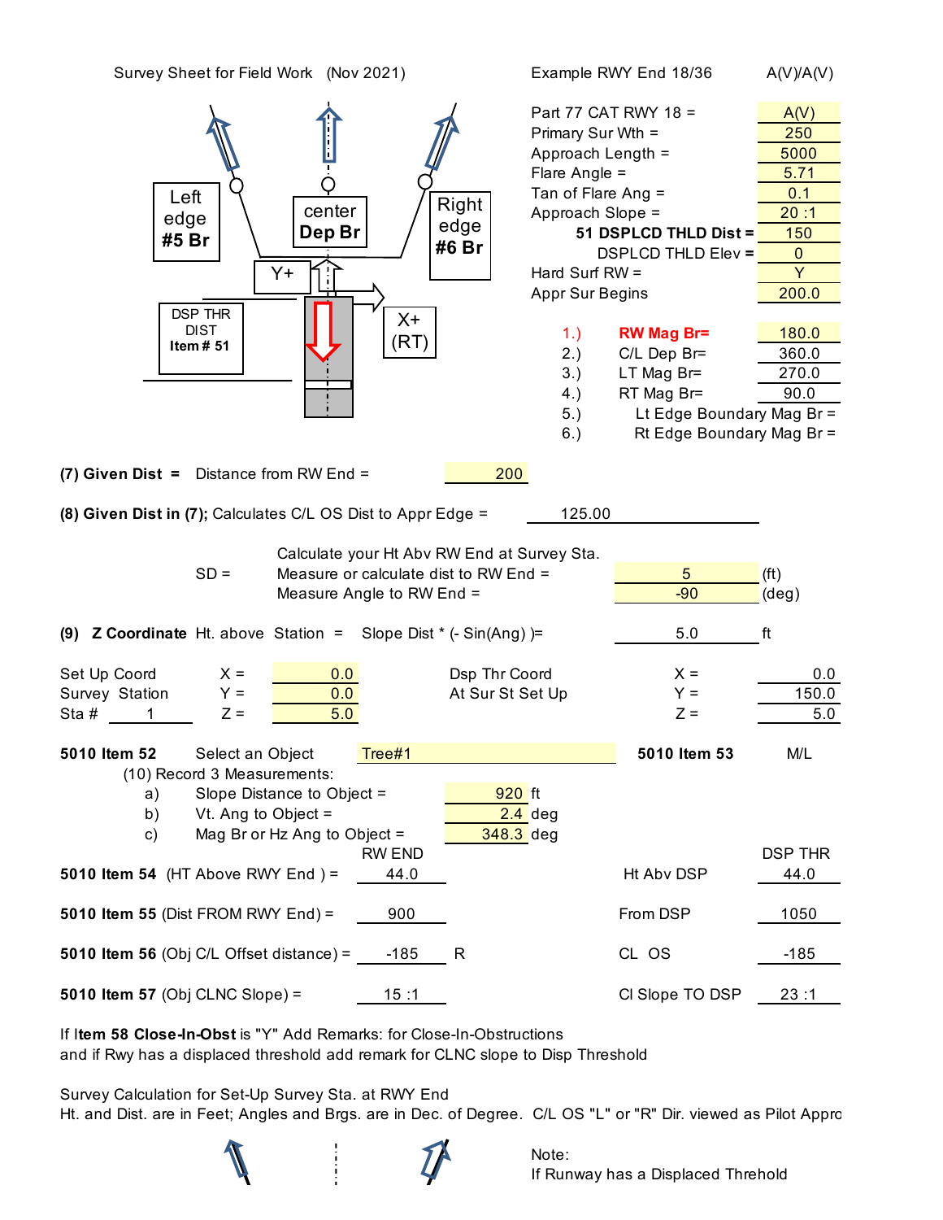Survey Sheet for Field Work (Nov 2021)

Example RWY End 18/36 — A(V)/A(V)

Left edge #5 Br — center Dep Br — Right edge #6 Br

Y+ — X+ (RT)

DSP THR DIST Item # 51

| | |
|---|---|
| Part 77 CAT RWY 18 = | A(V) |
| Primary Sur Wth = | 250 |
| Approach Length = | 5000 |
| Flare Angle = | 5.71 |
| Tan of Flare Ang = | 0.1 |
| Approach Slope = | 20 :1 |
| **51 DSPLCD THLD Dist =** | 150 |
| DSPLCD THLD Elev = | 0 |
| Hard Surf RW = | Y |
| Appr Sur Begins | 200.0 |

| | | |
|---|---|---|
| 1.) | **RW Mag Br=** | 180.0 |
| 2.) | C/L Dep Br= | 360.0 |
| 3.) | LT Mag Br= | 270.0 |
| 4.) | RT Mag Br= | 90.0 |
| 5.) | Lt Edge Boundary Mag Br = | |
| 6.) | Rt Edge Boundary Mag Br = | |

**(7) Given Dist =** Distance from RW End = 200

**(8) Given Dist in (7);** Calculates C/L OS Dist to Appr Edge = 125.00

SD = Calculate your Ht Abv RW End at Survey Sta.
Measure or calculate dist to RW End = 5 (ft)
Measure Angle to RW End = -90 (deg)

**(9) Z Coordinate** Ht. above Station = Slope Dist * (- Sin(Ang) )= 5.0 ft

| Set Up Coord Survey Station | | | Dsp Thr Coord At Sur St Set Up | | |
|---|---|---|---|---|---|
| | X = | 0.0 | | X = | 0.0 |
| | Y = | 0.0 | | Y = | 150.0 |
| Sta # 1 | Z = | 5.0 | | Z = | 5.0 |

**5010 Item 52** Select an Object Tree#1 **5010 Item 53** M/L

(10) Record 3 Measurements:

a) Slope Distance to Object = 920 ft
b) Vt. Ang to Object = 2.4 deg
c) Mag Br or Hz Ang to Object = 348.3 deg

| | RW END | | | DSP THR |
|---|---|---|---|---|
| **5010 Item 54** (HT Above RWY End ) = | 44.0 | | Ht Abv DSP | 44.0 |
| **5010 Item 55** (Dist FROM RWY End) = | 900 | | From DSP | 1050 |
| **5010 Item 56** (Obj C/L Offset distance) = | -185 | R | CL OS | -185 |
| **5010 Item 57** (Obj CLNC Slope) = | 15 :1 | | Cl Slope TO DSP | 23 :1 |

If I**tem 58 Close-In-Obst** is "Y" Add Remarks: for Close-In-Obstructions
and if Rwy has a displaced threshold add remark for CLNC slope to Disp Threshold

Survey Calculation for Set-Up Survey Sta. at RWY End
Ht. and Dist. are in Feet; Angles and Brgs. are in Dec. of Degree. C/L OS "L" or "R" Dir. viewed as Pilot Appro

Note:
If Runway has a Displaced Threhold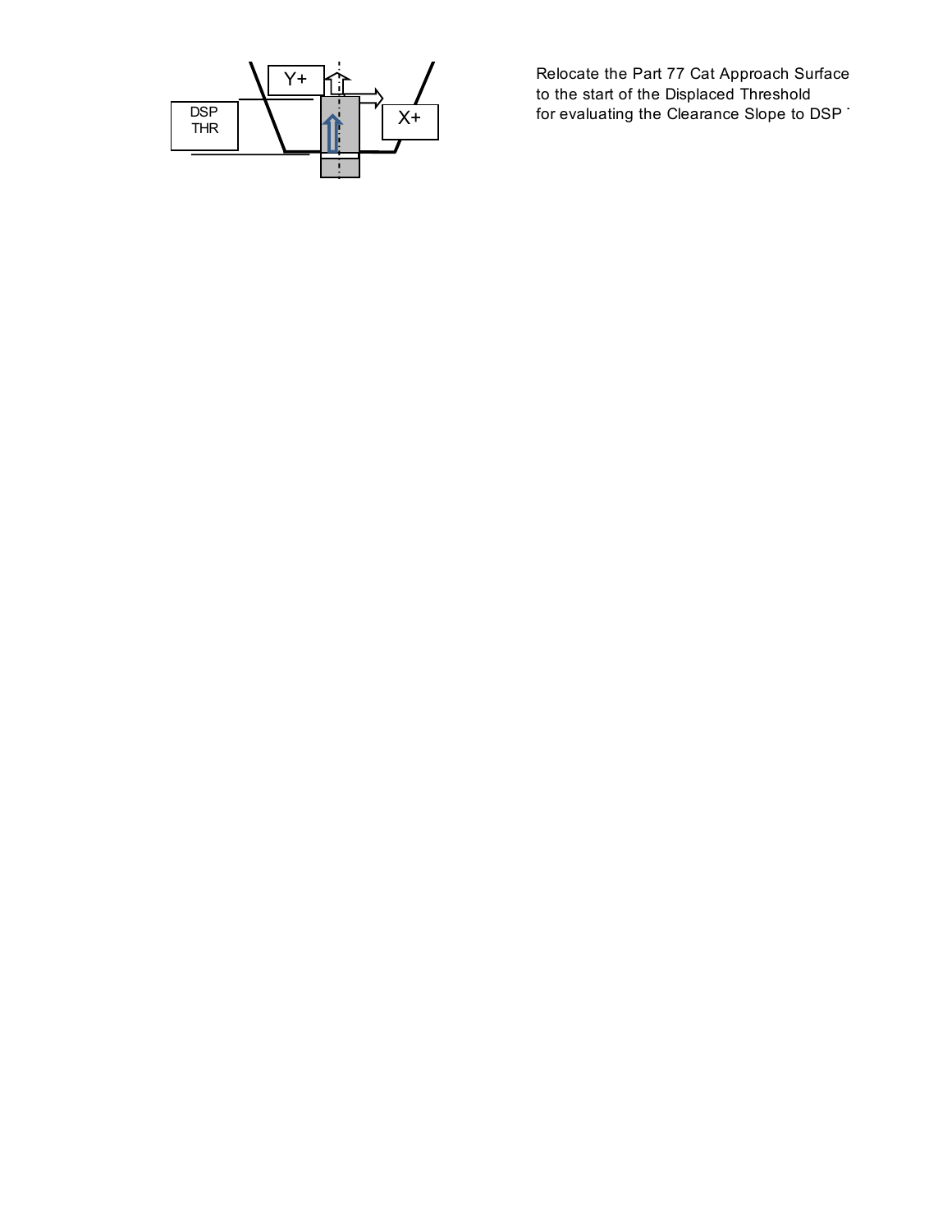DSP THR

Y+

X+

Relocate the Part 77 Cat Approach Surface
to the start of the Displaced Threshold
for evaluating the Clearance Slope to DSP T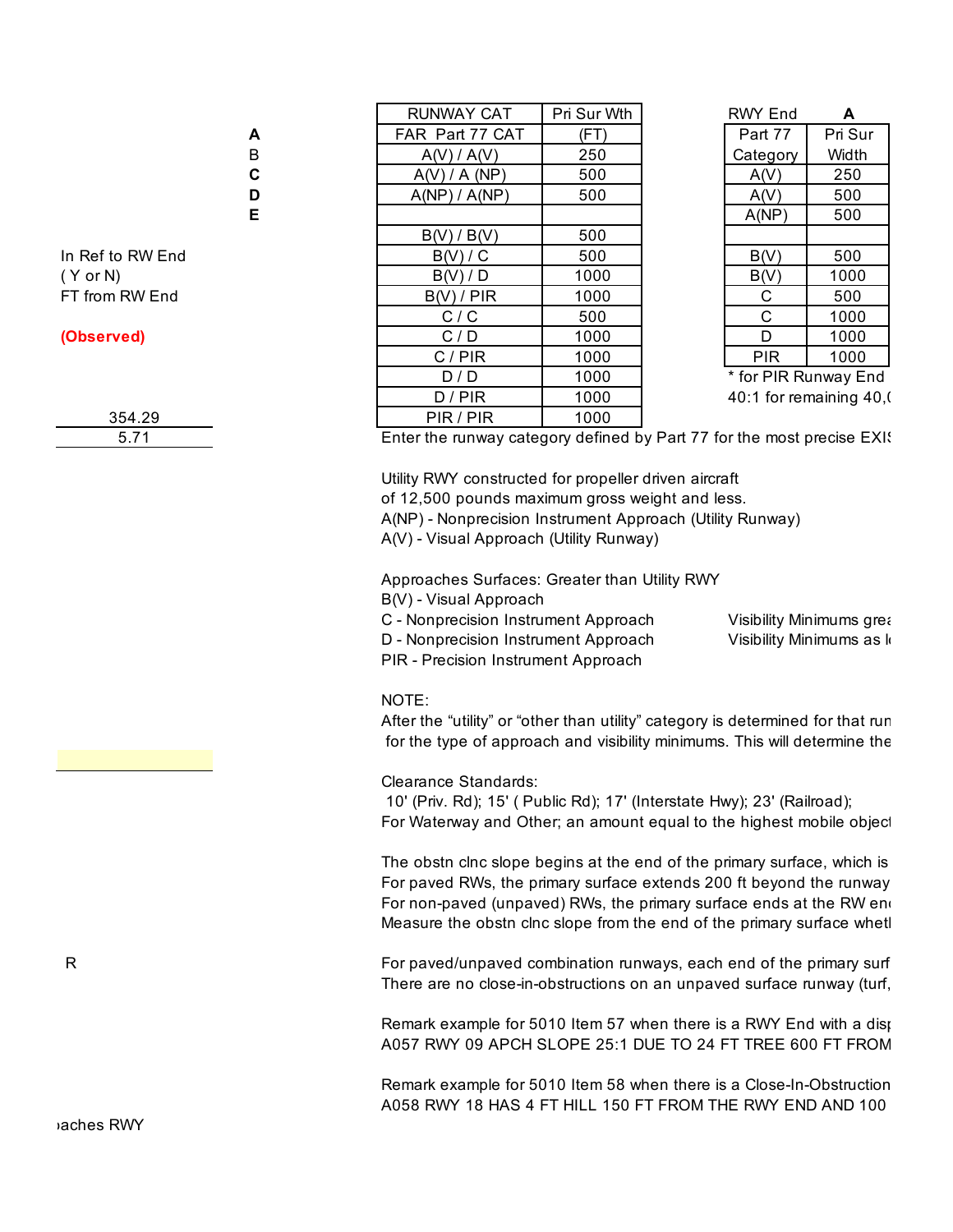A
B
C
D
E

In Ref to RW End
( Y or N)
FT from RW End

**(Observed)**

354.29
5.71

| RUNWAY CAT | Pri Sur Wth |
|---|---|
| FAR Part 77 CAT | (FT) |
| A(V) / A(V) | 250 |
| A(V) / A (NP) | 500 |
| A(NP) / A(NP) | 500 |
| | |
| B(V) / B(V) | 500 |
| B(V) / C | 500 |
| B(V) / D | 1000 |
| B(V) / PIR | 1000 |
| C / C | 500 |
| C / D | 1000 |
| C / PIR | 1000 |
| D / D | 1000 |
| D / PIR | 1000 |
| PIR / PIR | 1000 |

RWY End **A**

| Part 77 Category | Pri Sur Width |
|---|---|
| A(V) | 250 |
| A(V) | 500 |
| A(NP) | 500 |
| | |
| B(V) | 500 |
| B(V) | 1000 |
| C | 500 |
| C | 1000 |
| D | 1000 |
| PIR | 1000 |

* for PIR Runway End
40:1 for remaining 40,(

Enter the runway category defined by Part 77 for the most precise EXIS

Utility RWY constructed for propeller driven aircraft
of 12,500 pounds maximum gross weight and less.
A(NP) - Nonprecision Instrument Approach (Utility Runway)
A(V) - Visual Approach (Utility Runway)

Approaches Surfaces: Greater than Utility RWY
B(V) - Visual Approach
C - Nonprecision Instrument Approach  Visibility Minimums grea
D - Nonprecision Instrument Approach  Visibility Minimums as l
PIR - Precision Instrument Approach

NOTE:
After the “utility” or “other than utility” category is determined for that run
for the type of approach and visibility minimums. This will determine the

Clearance Standards:
10' (Priv. Rd); 15' ( Public Rd); 17' (Interstate Hwy); 23' (Railroad);
For Waterway and Other; an amount equal to the highest mobile object

The obstn clnc slope begins at the end of the primary surface, which is
For paved RWs, the primary surface extends 200 ft beyond the runway
For non-paved (unpaved) RWs, the primary surface ends at the RW end
Measure the obstn clnc slope from the end of the primary surface wheth

R

For paved/unpaved combination runways, each end of the primary surf
There are no close-in-obstructions on an unpaved surface runway (turf,

Remark example for 5010 Item 57 when there is a RWY End with a disp
A057 RWY 09 APCH SLOPE 25:1 DUE TO 24 FT TREE 600 FT FROM

Remark example for 5010 Item 58 when there is a Close-In-Obstruction
A058 RWY 18 HAS 4 FT HILL 150 FT FROM THE RWY END AND 100

aches RWY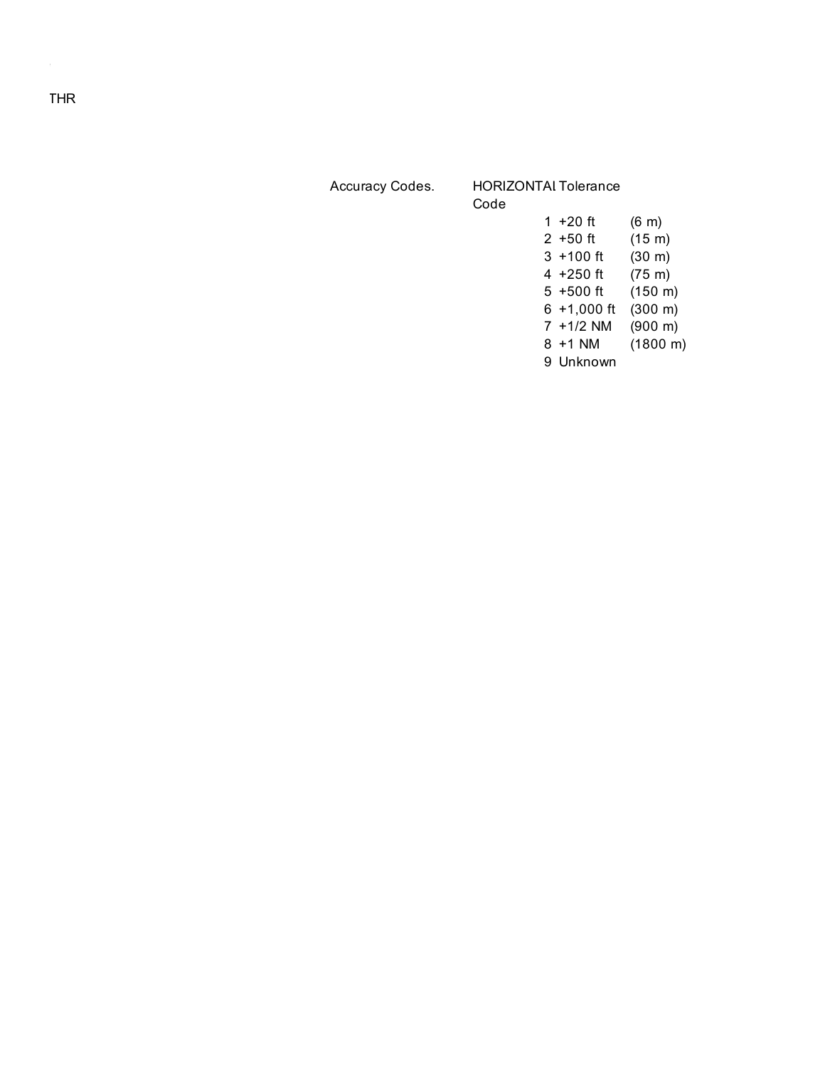THR

Accuracy Codes.

| HORIZONTAl Code | Tolerance | |
|---|---|---|
| 1 | +20 ft | (6 m) |
| 2 | +50 ft | (15 m) |
| 3 | +100 ft | (30 m) |
| 4 | +250 ft | (75 m) |
| 5 | +500 ft | (150 m) |
| 6 | +1,000 ft | (300 m) |
| 7 | +1/2 NM | (900 m) |
| 8 | +1 NM | (1800 m) |
| 9 | Unknown | |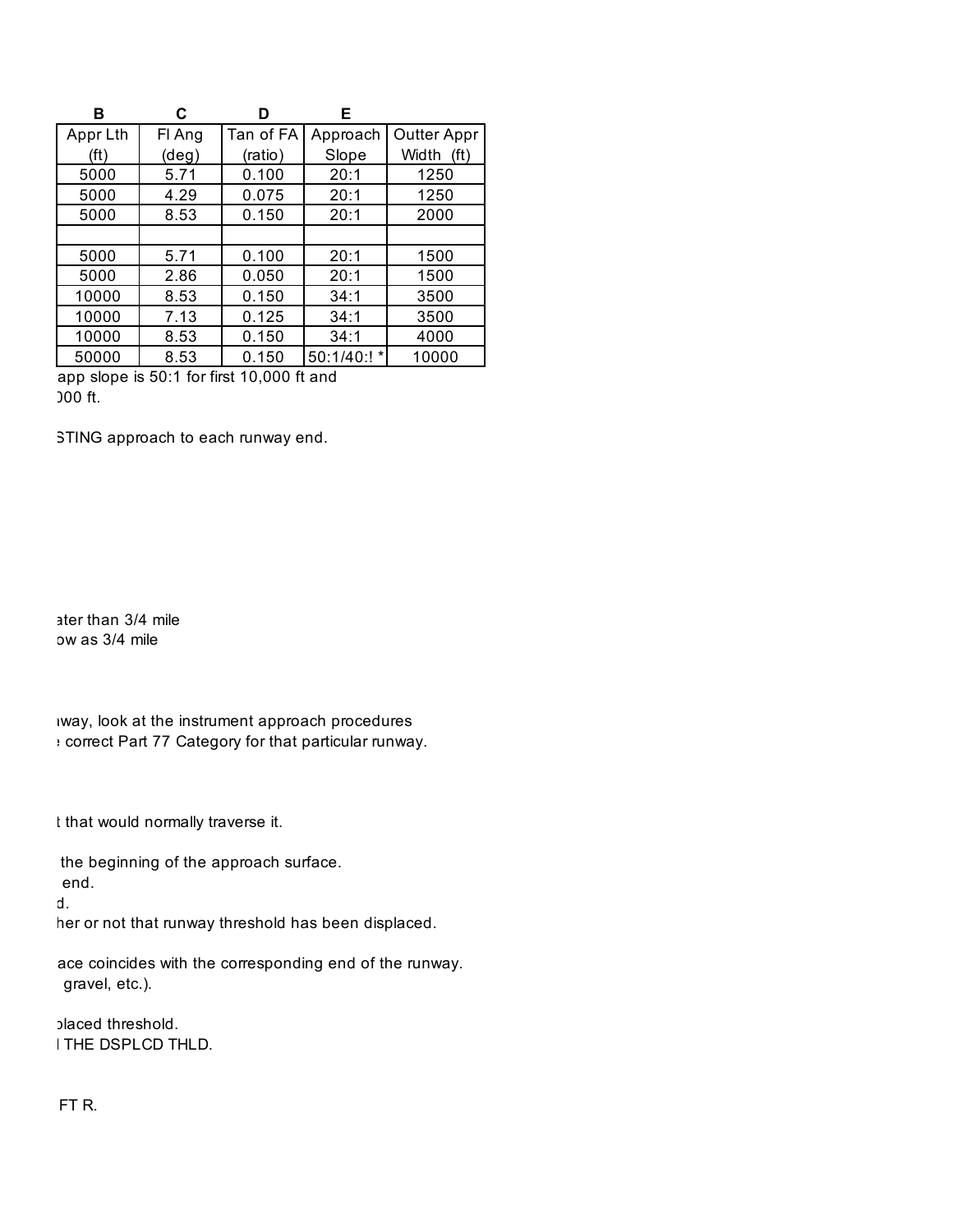| B | C | D | E | |
|---|---|---|---|---|
| Appr Lth (ft) | Fl Ang (deg) | Tan of FA (ratio) | Approach Slope | Outter Appr Width (ft) |
| 5000 | 5.71 | 0.100 | 20:1 | 1250 |
| 5000 | 4.29 | 0.075 | 20:1 | 1250 |
| 5000 | 8.53 | 0.150 | 20:1 | 2000 |
| | | | | |
| 5000 | 5.71 | 0.100 | 20:1 | 1500 |
| 5000 | 2.86 | 0.050 | 20:1 | 1500 |
| 10000 | 8.53 | 0.150 | 34:1 | 3500 |
| 10000 | 7.13 | 0.125 | 34:1 | 3500 |
| 10000 | 8.53 | 0.150 | 34:1 | 4000 |
| 50000 | 8.53 | 0.150 | 50:1/40:! * | 10000 |

app slope is 50:1 for first 10,000 ft and
)00 ft.

STING approach to each runway end.

ater than 3/4 mile
ow as 3/4 mile

ıway, look at the instrument approach procedures
correct Part 77 Category for that particular runway.

t that would normally traverse it.

the beginning of the approach surface.
end.
d.
her or not that runway threshold has been displaced.

ace coincides with the corresponding end of the runway.
gravel, etc.).

placed threshold.
THE DSPLCD THLD.

FT R.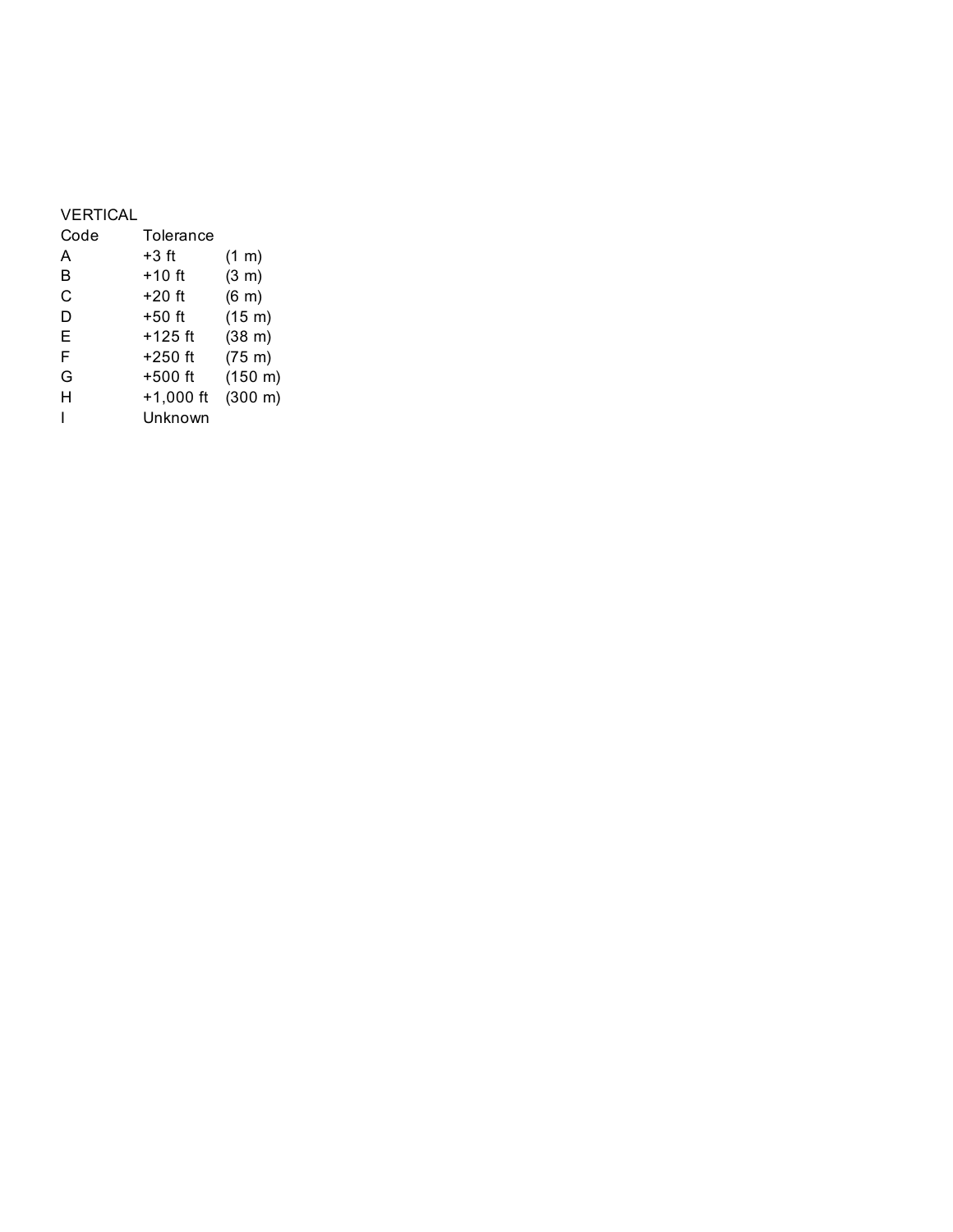VERTICAL

| Code | Tolerance | |
|---|---|---|
| A | +3 ft | (1 m) |
| B | +10 ft | (3 m) |
| C | +20 ft | (6 m) |
| D | +50 ft | (15 m) |
| E | +125 ft | (38 m) |
| F | +250 ft | (75 m) |
| G | +500 ft | (150 m) |
| H | +1,000 ft | (300 m) |
| I | Unknown | |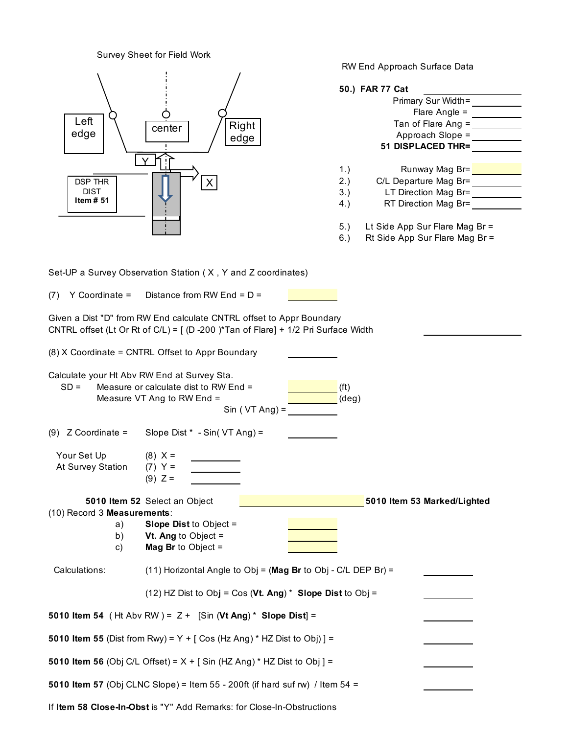Survey Sheet for Field Work

Left edge | center | Right edge

Y | X

DSP THR DIST **Item # 51**

RW End Approach Surface Data

**50.) FAR 77 Cat** ____________

Primary Sur Width= ____________

Flare Angle = ____________

Tan of Flare Ang = ____________

Approach Slope = ____________

**51 DISPLACED THR=** ____________

1.) Runway Mag Br= ____________

2.) C/L Departure Mag Br= ____________

3.) LT Direction Mag Br= ____________

4.) RT Direction Mag Br= ____________

5.) Lt Side App Sur Flare Mag Br =

6.) Rt Side App Sur Flare Mag Br =

Set-UP a Survey Observation Station ( X , Y and Z coordinates)

(7) Y Coordinate = Distance from RW End = D = ____________

Given a Dist "D" from RW End calculate CNTRL offset to Appr Boundary

CNTRL offset (Lt Or Rt of C/L) = [ (D -200 )*Tan of Flare] + 1/2 Pri Surface Width ____________

(8) X Coordinate = CNTRL Offset to Appr Boundary ____________

Calculate your Ht Abv RW End at Survey Sta.

SD = Measure or calculate dist to RW End = ____________ (ft)

Measure VT Ang to RW End = ____________ (deg)

Sin ( VT Ang) = ____________

(9) Z Coordinate = Slope Dist * - Sin( VT Ang) = ____________

Your Set Up At Survey Station

(8) X = ____________

(7) Y = ____________

(9) Z = ____________

**5010 Item 52** Select an Object ____________ **5010 Item 53 Marked/Lighted**

(10) Record 3 **Measurements**:

a) **Slope Dist** to Object = ____________

b) **Vt. Ang** to Object = ____________

c) **Mag Br** to Object = ____________

Calculations: (11) Horizontal Angle to Obj = (**Mag Br** to Obj - C/L DEP Br) = ____________

(12) HZ Dist to Ob**j** = Cos (**Vt. Ang**) * **Slope Dist** to Obj = ____________

**5010 Item 54** ( Ht Abv RW ) = Z + [Sin (**Vt Ang**) * **Slope Dist**] = ____________

**5010 Item 55** (Dist from Rwy) = Y + [ Cos (Hz Ang) * HZ Dist to Obj) ] = ____________

**5010 Item 56** (Obj C/L Offset) = X + [ Sin (HZ Ang) * HZ Dist to Obj ] = ____________

**5010 Item 57** (Obj CLNC Slope) = Item 55 - 200ft (if hard suf rw) / Item 54 = ____________

If I**tem 58 Close-In-Obst** is "Y" Add Remarks: for Close-In-Obstructions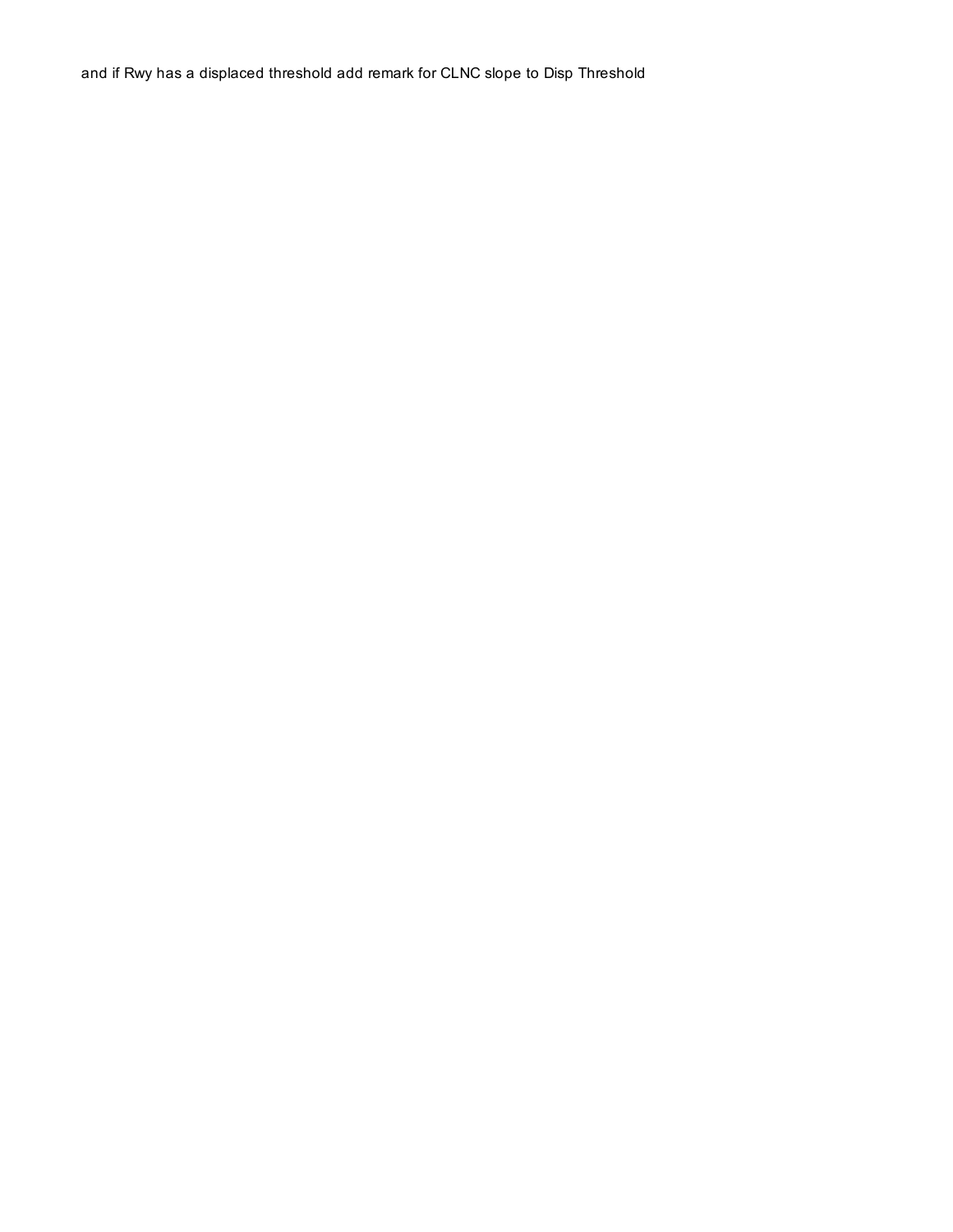and if Rwy has a displaced threshold add remark for CLNC slope to Disp Threshold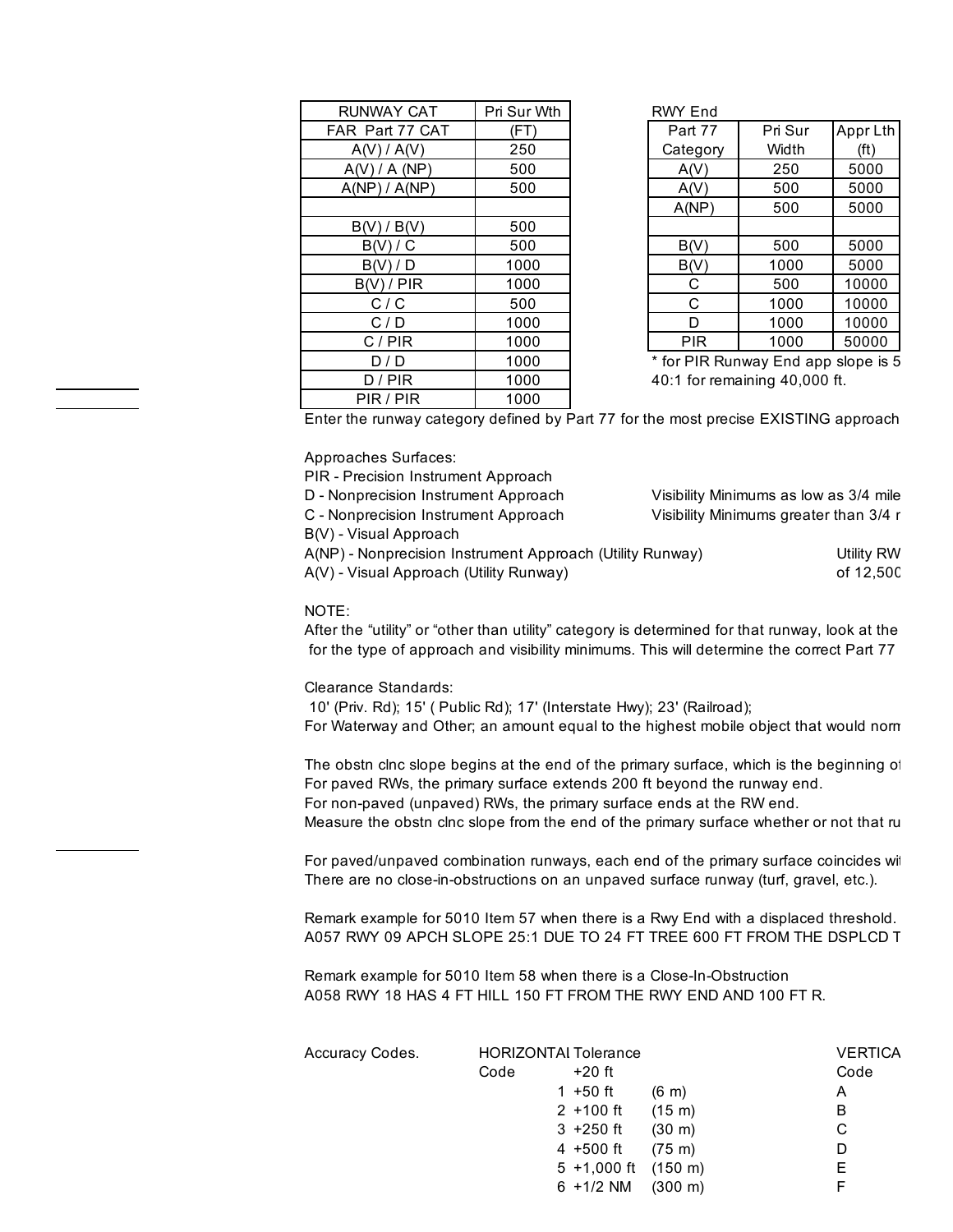| RUNWAY CAT | Pri Sur Wth |
|---|---|
| FAR Part 77 CAT | (FT) |
| A(V) / A(V) | 250 |
| A(V) / A (NP) | 500 |
| A(NP) / A(NP) | 500 |
| | |
| B(V) / B(V) | 500 |
| B(V) / C | 500 |
| B(V) / D | 1000 |
| B(V) / PIR | 1000 |
| C / C | 500 |
| C / D | 1000 |
| C / PIR | 1000 |
| D / D | 1000 |
| D / PIR | 1000 |
| PIR / PIR | 1000 |

RWY End

| Part 77 Category | Pri Sur Width | Appr Lth (ft) |
|---|---|---|
| A(V) | 250 | 5000 |
| A(V) | 500 | 5000 |
| A(NP) | 500 | 5000 |
| | | |
| B(V) | 500 | 5000 |
| B(V) | 1000 | 5000 |
| C | 500 | 10000 |
| C | 1000 | 10000 |
| D | 1000 | 10000 |
| PIR | 1000 | 50000 |

* for PIR Runway End app slope is 5
40:1 for remaining 40,000 ft.

Enter the runway category defined by Part 77 for the most precise EXISTING approach

Approaches Surfaces:
PIR - Precision Instrument Approach
D - Nonprecision Instrument Approach — Visibility Minimums as low as 3/4 mile
C - Nonprecision Instrument Approach — Visibility Minimums greater than 3/4 r
B(V) - Visual Approach
A(NP) - Nonprecision Instrument Approach (Utility Runway) — Utility RW
A(V) - Visual Approach (Utility Runway) — of 12,500

NOTE:
After the "utility" or "other than utility" category is determined for that runway, look at the
for the type of approach and visibility minimums. This will determine the correct Part 77

Clearance Standards:
10' (Priv. Rd); 15' ( Public Rd); 17' (Interstate Hwy); 23' (Railroad);
For Waterway and Other; an amount equal to the highest mobile object that would norm

The obstn clnc slope begins at the end of the primary surface, which is the beginning of
For paved RWs, the primary surface extends 200 ft beyond the runway end.
For non-paved (unpaved) RWs, the primary surface ends at the RW end.
Measure the obstn clnc slope from the end of the primary surface whether or not that ru

For paved/unpaved combination runways, each end of the primary surface coincides wi
There are no close-in-obstructions on an unpaved surface runway (turf, gravel, etc.).

Remark example for 5010 Item 57 when there is a Rwy End with a displaced threshold.
A057 RWY 09 APCH SLOPE 25:1 DUE TO 24 FT TREE 600 FT FROM THE DSPLCD T

Remark example for 5010 Item 58 when there is a Close-In-Obstruction
A058 RWY 18 HAS 4 FT HILL 150 FT FROM THE RWY END AND 100 FT R.

Accuracy Codes.

| HORIZONTAL Code | Tolerance | | VERTICA Code |
|---|---|---|---|
| | +20 ft | | |
| 1 | +50 ft | (6 m) | A |
| 2 | +100 ft | (15 m) | B |
| 3 | +250 ft | (30 m) | C |
| 4 | +500 ft | (75 m) | D |
| 5 | +1,000 ft | (150 m) | E |
| 6 | +1/2 NM | (300 m) | F |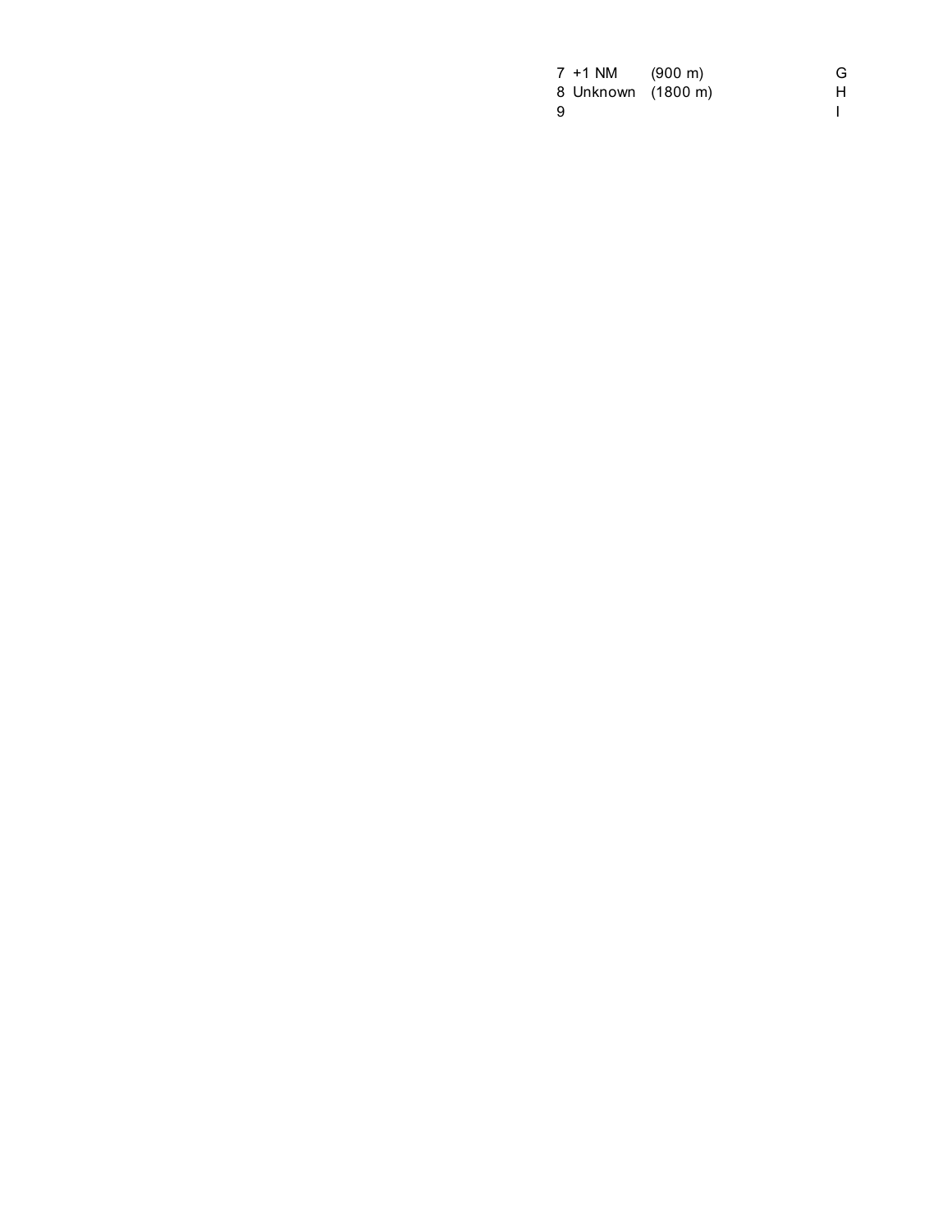| | | | |
|---|---|---|---|
| 7 | +1 NM | (900 m) | G |
| 8 | Unknown | (1800 m) | H |
| 9 | | | I |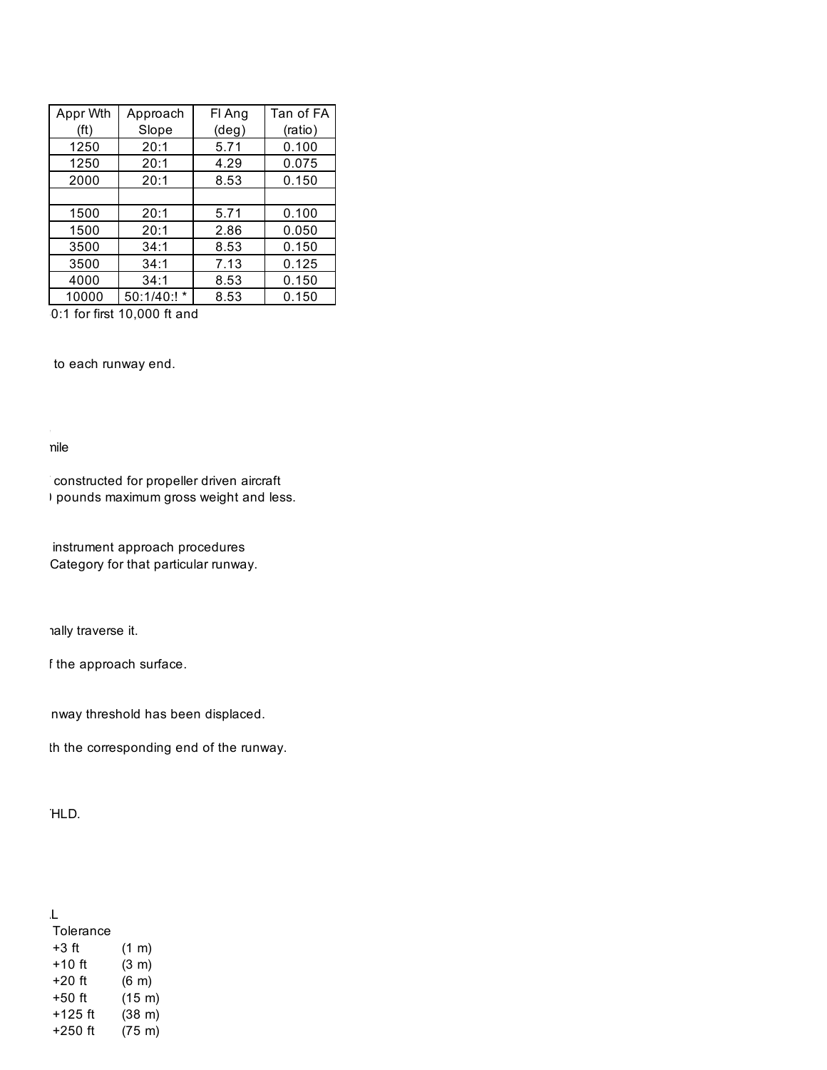| Appr Wth (ft) | Approach Slope | Fl Ang (deg) | Tan of FA (ratio) |
|---|---|---|---|
| 1250 | 20:1 | 5.71 | 0.100 |
| 1250 | 20:1 | 4.29 | 0.075 |
| 2000 | 20:1 | 8.53 | 0.150 |
| | | | |
| 1500 | 20:1 | 5.71 | 0.100 |
| 1500 | 20:1 | 2.86 | 0.050 |
| 3500 | 34:1 | 8.53 | 0.150 |
| 3500 | 34:1 | 7.13 | 0.125 |
| 4000 | 34:1 | 8.53 | 0.150 |
| 10000 | 50:1/40:! * | 8.53 | 0.150 |

0:1 for first 10,000 ft and

to each runway end.

nile

constructed for propeller driven aircraft
pounds maximum gross weight and less.

instrument approach procedures
Category for that particular runway.

nally traverse it.

f the approach surface.

nway threshold has been displaced.

th the corresponding end of the runway.

HLD.

L

| Tolerance | |
|---|---|
| +3 ft | (1 m) |
| +10 ft | (3 m) |
| +20 ft | (6 m) |
| +50 ft | (15 m) |
| +125 ft | (38 m) |
| +250 ft | (75 m) |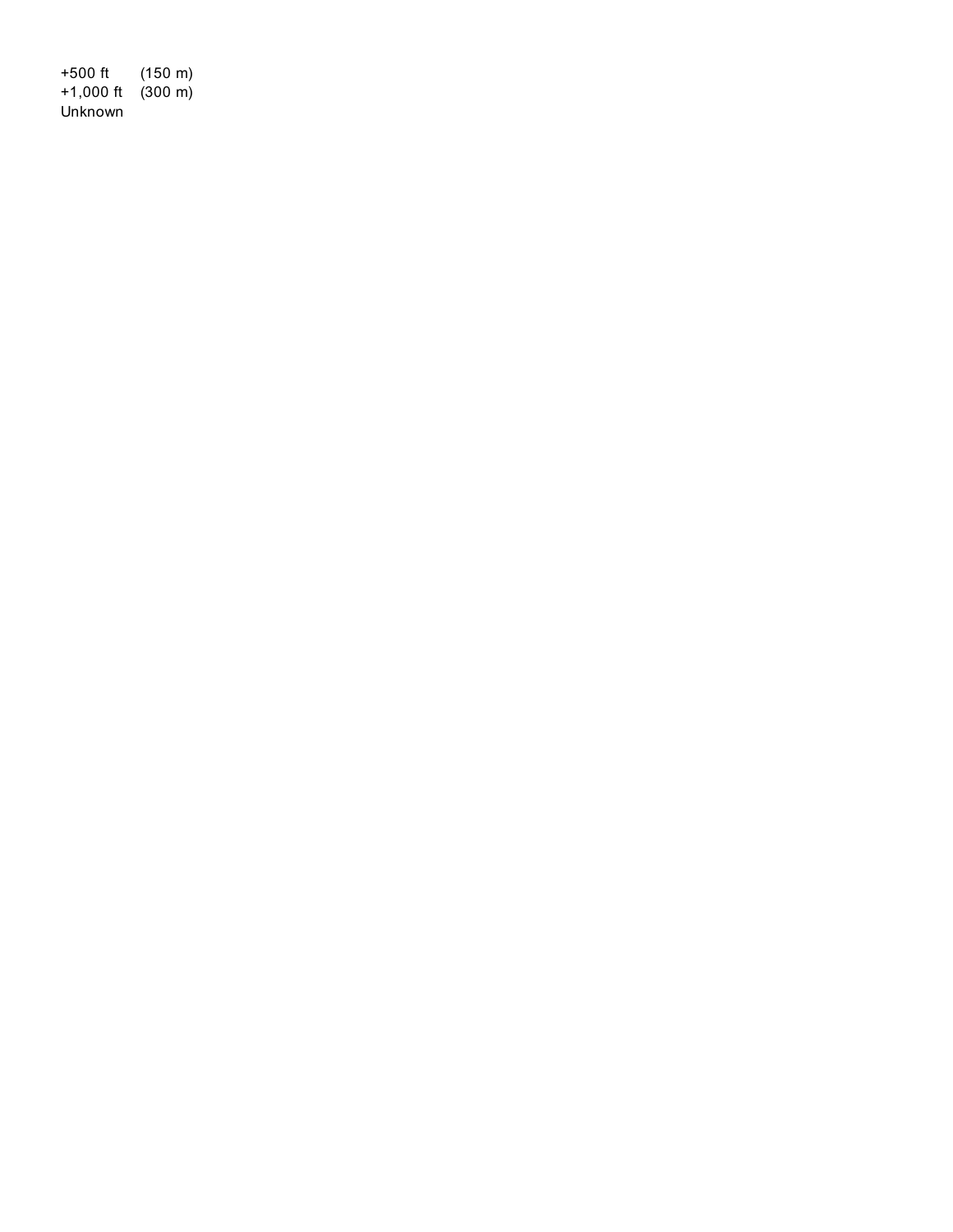| | |
|---|---|
| +500 ft | (150 m) |
| +1,000 ft | (300 m) |
| Unknown | |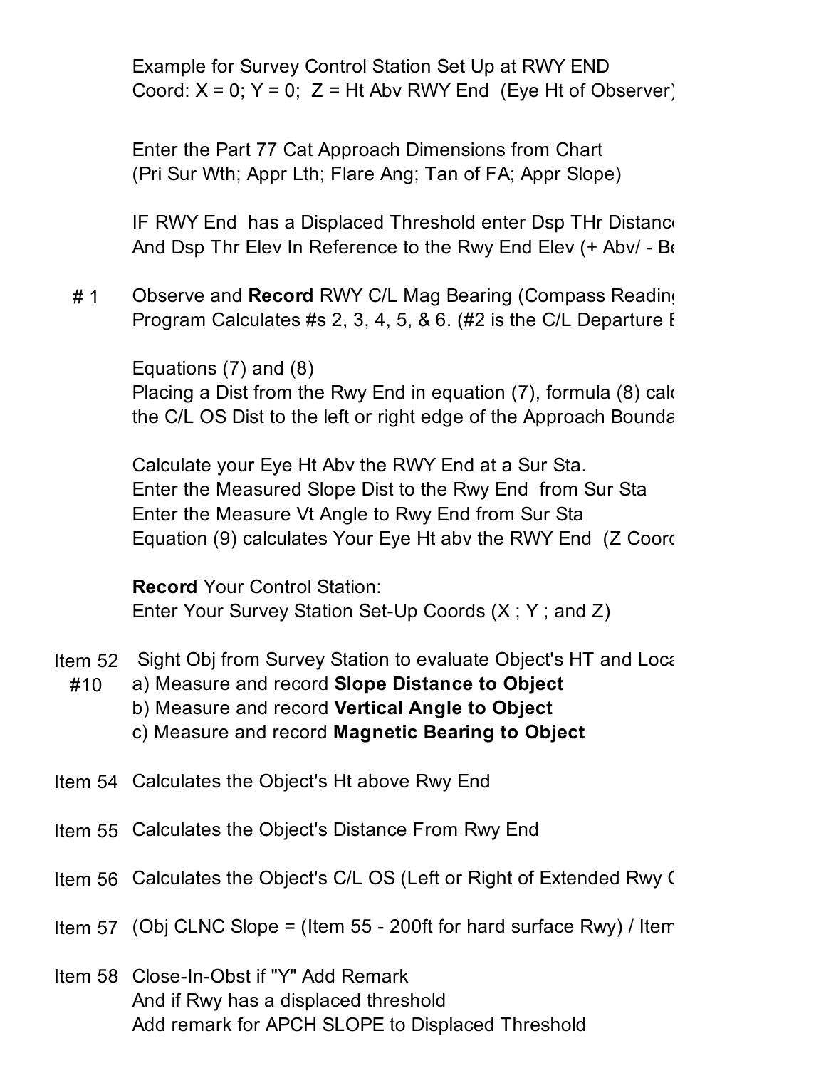Example for Survey Control Station Set Up at RWY END
Coord: X = 0; Y = 0; Z = Ht Abv RWY End (Eye Ht of Observer)

Enter the Part 77 Cat Approach Dimensions from Chart
(Pri Sur Wth; Appr Lth; Flare Ang; Tan of FA; Appr Slope)

IF RWY End has a Displaced Threshold enter Dsp THr Distanc
And Dsp Thr Elev In Reference to the Rwy End Elev (+ Abv/ - Be

| | |
|---|---|
| # 1 | Observe and **Record** RWY C/L Mag Bearing (Compass Readin<br>Program Calculates #s 2, 3, 4, 5, & 6. (#2 is the C/L Departure B |

Equations (7) and (8)
Placing a Dist from the Rwy End in equation (7), formula (8) calc
the C/L OS Dist to the left or right edge of the Approach Bounda

Calculate your Eye Ht Abv the RWY End at a Sur Sta.
Enter the Measured Slope Dist to the Rwy End from Sur Sta
Enter the Measure Vt Angle to Rwy End from Sur Sta
Equation (9) calculates Your Eye Ht abv the RWY End (Z Coord

**Record** Your Control Station:
Enter Your Survey Station Set-Up Coords (X ; Y ; and Z)

| | |
|---|---|
| Item 52<br>#10 | Sight Obj from Survey Station to evaluate Object's HT and Loca<br>a) Measure and record **Slope Distance to Object**<br>b) Measure and record **Vertical Angle to Object**<br>c) Measure and record **Magnetic Bearing to Object** |
| Item 54 | Calculates the Object's Ht above Rwy End |
| Item 55 | Calculates the Object's Distance From Rwy End |
| Item 56 | Calculates the Object's C/L OS (Left or Right of Extended Rwy C |
| Item 57 | (Obj CLNC Slope = (Item 55 - 200ft for hard surface Rwy) / Item |
| Item 58 | Close-In-Obst if "Y" Add Remark<br>And if Rwy has a displaced threshold<br>Add remark for APCH SLOPE to Displaced Threshold |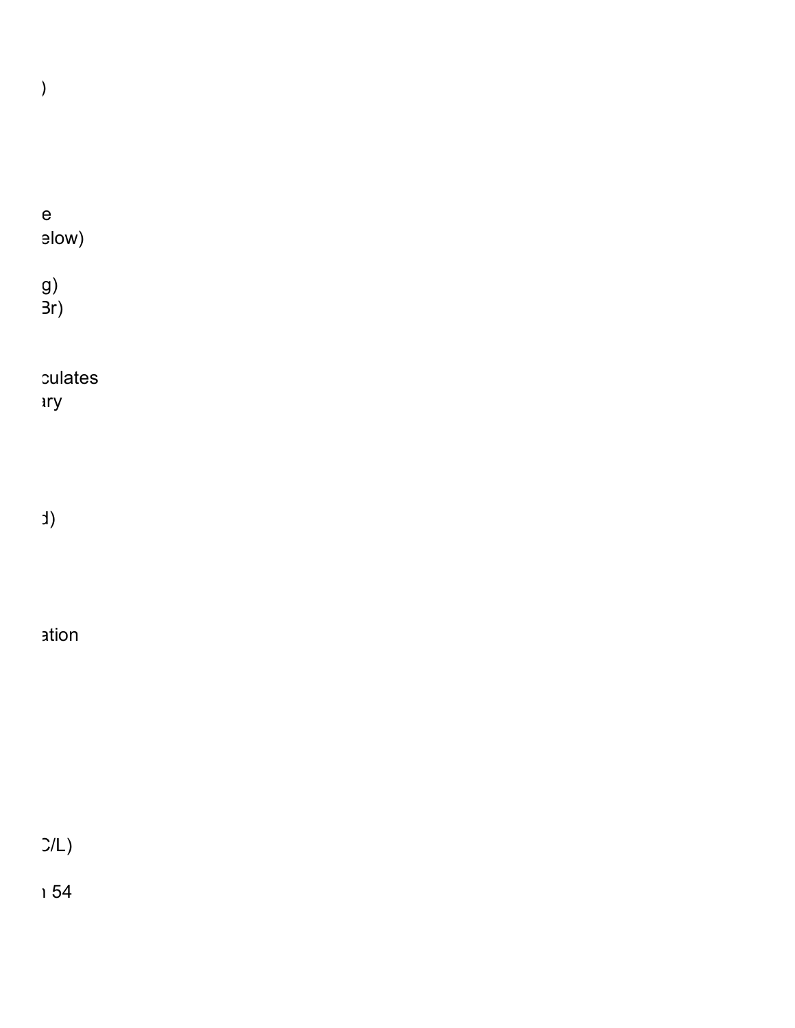)

e
elow)

g)
Br)

culates
ary

d)

ation

C/L)

n 54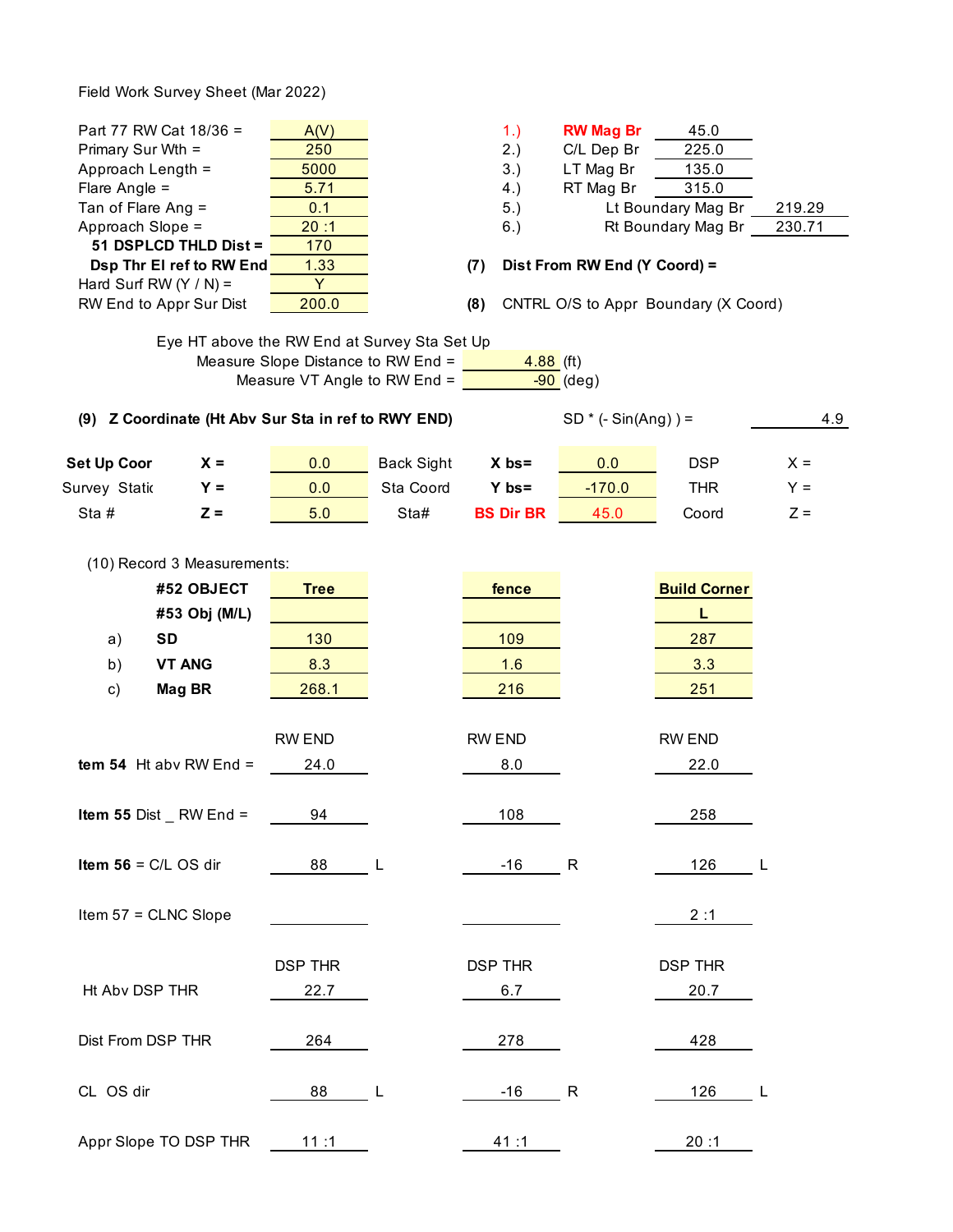Field Work Survey Sheet (Mar 2022)

| | | | | | |
|---|---|---|---|---|---|
| Part 77 RW Cat 18/36 = | A(V) | 1.) | **RW Mag Br** | 45.0 | |
| Primary Sur Wth = | 250 | 2.) | C/L Dep Br | 225.0 | |
| Approach Length = | 5000 | 3.) | LT Mag Br | 135.0 | |
| Flare Angle = | 5.71 | 4.) | RT Mag Br | 315.0 | |
| Tan of Flare Ang = | 0.1 | 5.) | Lt Boundary Mag Br | | 219.29 |
| Approach Slope = | 20 :1 | 6.) | Rt Boundary Mag Br | | 230.71 |
| **51 DSPLCD THLD Dist =** | 170 | | | | |
| **Dsp Thr El ref to RW End** | 1.33 | **(7)** | **Dist From RW End (Y Coord) =** | | |
| Hard Surf RW (Y / N) = | Y | | | | |
| RW End to Appr Sur Dist | 200.0 | **(8)** | CNTRL O/S to Appr Boundary (X Coord) | | |

Eye HT above the RW End at Survey Sta Set Up

Measure Slope Distance to RW End = 4.88 (ft)

Measure VT Angle to RW End = -90 (deg)

**(9) Z Coordinate (Ht Abv Sur Sta in ref to RWY END)** SD * (- Sin(Ang) ) = 4.9

| | | | | | | | |
|---|---|---|---|---|---|---|---|
| **Set Up Coor** | **X =** | 0.0 | Back Sight | **X bs=** | 0.0 | DSP | X = |
| Survey Static | **Y =** | 0.0 | Sta Coord | **Y bs=** | -170.0 | THR | Y = |
| Sta # | **Z =** | 5.0 | Sta# | **BS Dir BR** | 45.0 | Coord | Z = |

(10) Record 3 Measurements:

| | | | | | | | |
|---|---|---|---|---|---|---|---|
| | **#52 OBJECT** | **Tree** | | **fence** | | **Build Corner** | |
| | **#53 Obj (M/L)** | | | | | L | |
| a) | **SD** | 130 | | 109 | | 287 | |
| b) | **VT ANG** | 8.3 | | 1.6 | | 3.3 | |
| c) | **Mag BR** | 268.1 | | 216 | | 251 | |
| | | RW END | | RW END | | RW END | |
| **tem 54** | Ht abv RW End = | 24.0 | | 8.0 | | 22.0 | |
| **Item 55** | Dist _ RW End = | 94 | | 108 | | 258 | |
| **Item 56** | = C/L OS dir | 88 | L | -16 | R | 126 | L |
| Item 57 | = CLNC Slope | | | | | 2 :1 | |
| | | DSP THR | | DSP THR | | DSP THR | |
| | Ht Abv DSP THR | 22.7 | | 6.7 | | 20.7 | |
| | Dist From DSP THR | 264 | | 278 | | 428 | |
| | CL OS dir | 88 | L | -16 | R | 126 | L |
| | Appr Slope TO DSP THR | 11 :1 | | 41 :1 | | 20 :1 | |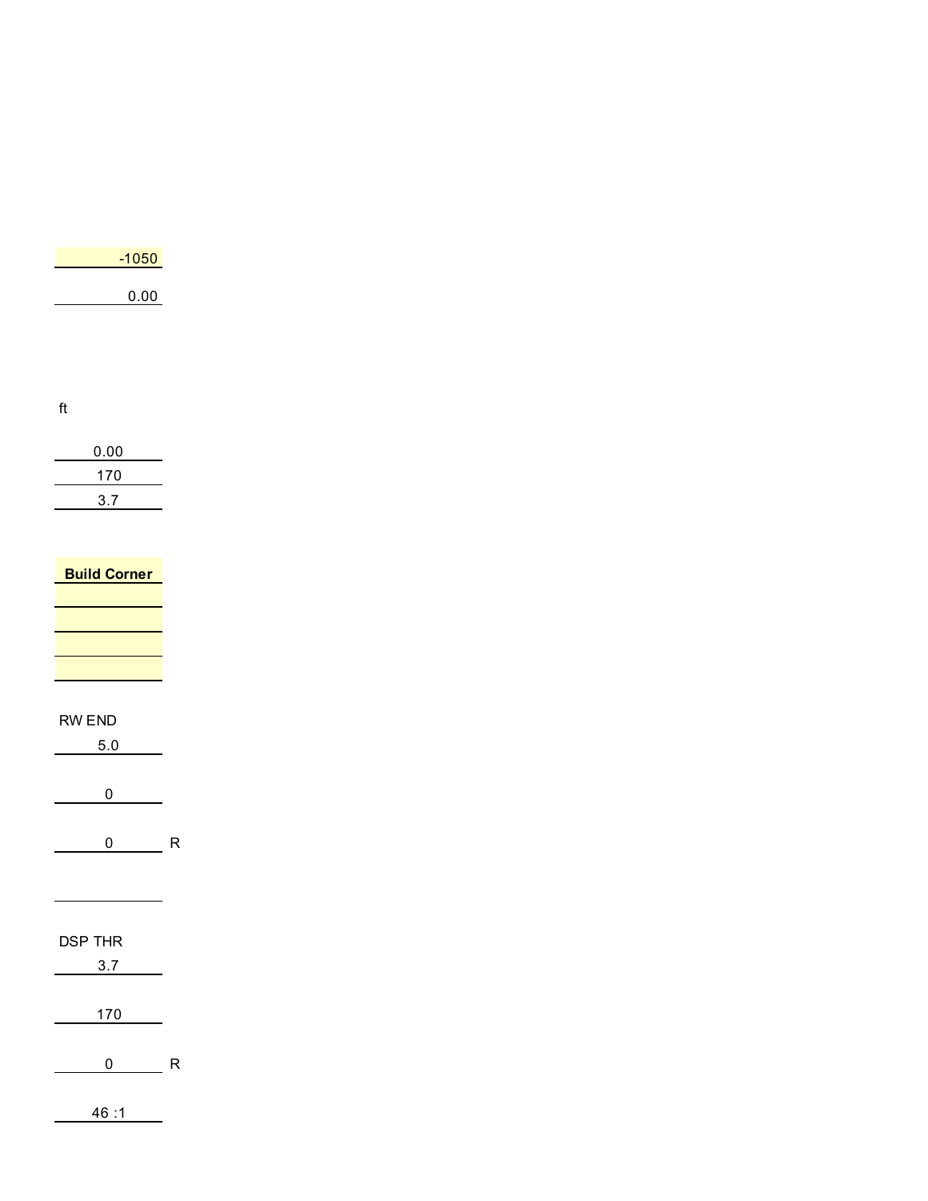-1050

0.00

ft

0.00

170

3.7

**Build Corner**

RW END

5.0

0

0 R

DSP THR

3.7

170

0 R

46 :1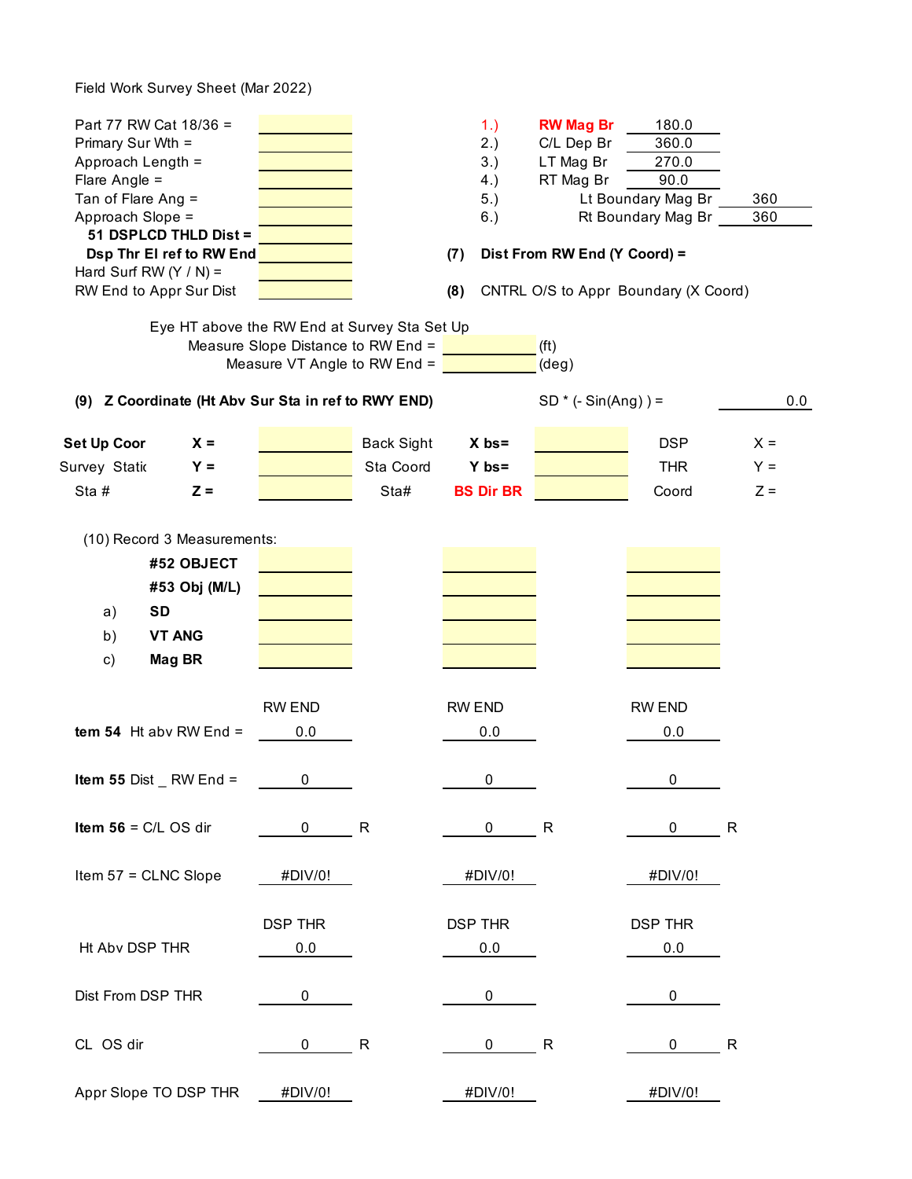Field Work Survey Sheet (Mar 2022)

| | | | | | |
|---|---|---|---|---|---|
| Part 77 RW Cat 18/36 = | | 1.) | **RW Mag Br** | 180.0 | |
| Primary Sur Wth = | | 2.) | C/L Dep Br | 360.0 | |
| Approach Length = | | 3.) | LT Mag Br | 270.0 | |
| Flare Angle = | | 4.) | RT Mag Br | 90.0 | |
| Tan of Flare Ang = | | 5.) | Lt Boundary Mag Br | | 360 |
| Approach Slope = | | 6.) | Rt Boundary Mag Br | | 360 |
| **51 DSPLCD THLD Dist =** | | | | | |
| **Dsp Thr El ref to RW End** | | **(7)** | **Dist From RW End (Y Coord) =** | | |
| Hard Surf RW (Y / N) = | | | | | |
| RW End to Appr Sur Dist | | **(8)** | CNTRL O/S to Appr Boundary (X Coord) | | |

Eye HT above the RW End at Survey Sta Set Up

| | | |
|---|---|---|
| Measure Slope Distance to RW End = | | (ft) |
| Measure VT Angle to RW End = | | (deg) |

**(9) Z Coordinate (Ht Abv Sur Sta in ref to RWY END)** SD * (- Sin(Ang) ) = 0.0

| | | | | | | | |
|---|---|---|---|---|---|---|---|
| **Set Up Coor** | **X =** | | Back Sight | **X bs=** | | DSP | X = |
| Survey Static | **Y =** | | Sta Coord | **Y bs=** | | THR | Y = |
| Sta # | **Z =** | | Sta# | **BS Dir BR** | | Coord | Z = |

(10) Record 3 Measurements:

| | | | | |
|---|---|---|---|---|
| | **#52 OBJECT** | | | |
| | **#53 Obj (M/L)** | | | |
| a) | **SD** | | | |
| b) | **VT ANG** | | | |
| c) | **Mag BR** | | | |

| | RW END | | RW END | | RW END | |
|---|---|---|---|---|---|---|
| **tem 54** Ht abv RW End = | 0.0 | | 0.0 | | 0.0 | |
| **Item 55** Dist _ RW End = | 0 | | 0 | | 0 | |
| **Item 56** = C/L OS dir | 0 | R | 0 | R | 0 | R |
| Item 57 = CLNC Slope | #DIV/0! | | #DIV/0! | | #DIV/0! | |

| | DSP THR | | DSP THR | | DSP THR | |
|---|---|---|---|---|---|---|
| Ht Abv DSP THR | 0.0 | | 0.0 | | 0.0 | |
| Dist From DSP THR | 0 | | 0 | | 0 | |
| CL OS dir | 0 | R | 0 | R | 0 | R |
| Appr Slope TO DSP THR | #DIV/0! | | #DIV/0! | | #DIV/0! | |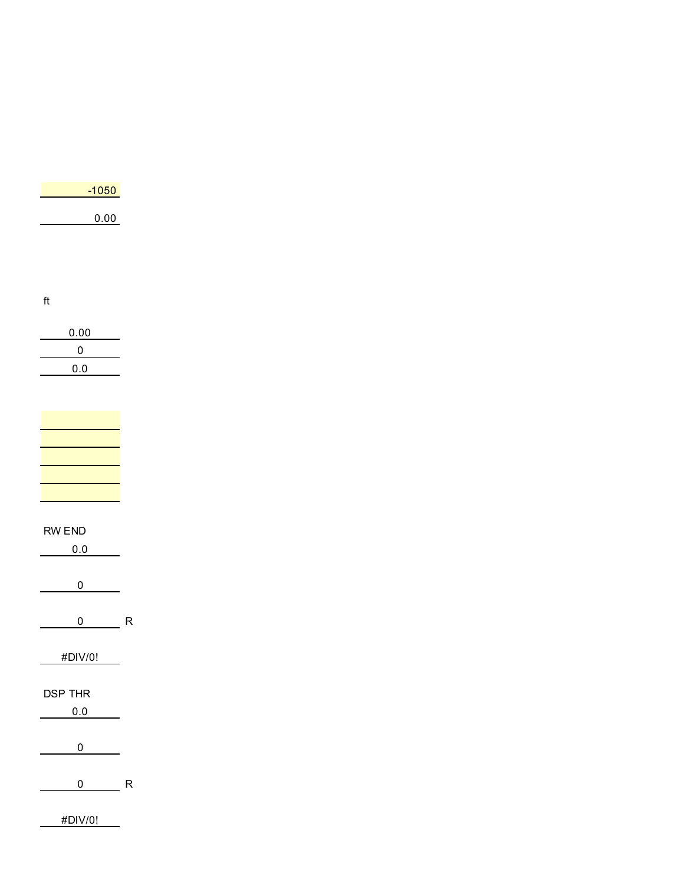-1050

0.00

ft

0.00

0

0.0

RW END

0.0

0

0 R

#DIV/0!

DSP THR

0.0

0

0 R

#DIV/0!